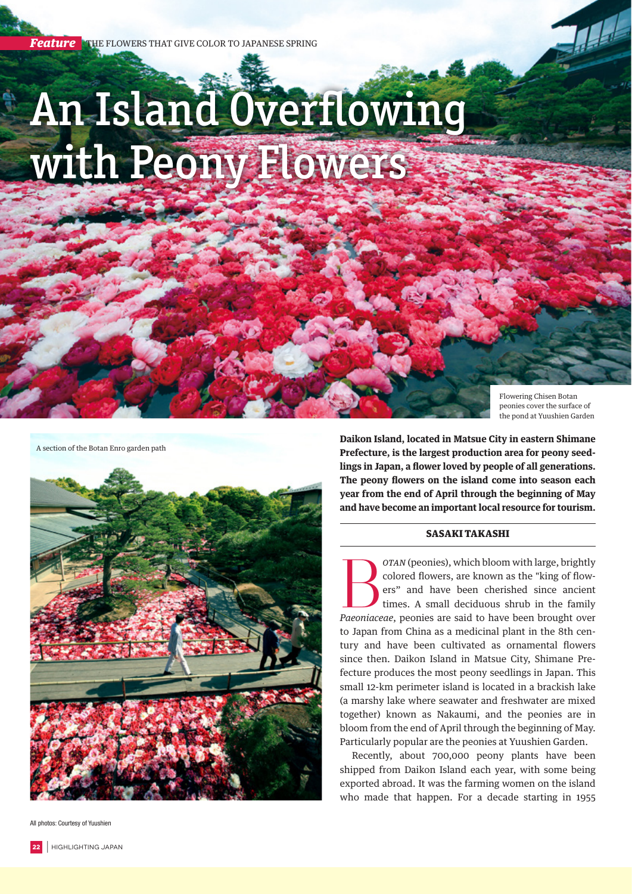*Feature* THE FLOWERS THAT GIVE COLOR TO JAPANESE SPRING

# An Island Overflowing with Peony Flowers

Flowering Chisen Botan peonies cover the surface of the pond at Yuushien Garden

A section of the Botan Enro garden path

**Daikon Island, located in Matsue City in eastern Shimane Prefecture, is the largest production area for peony seedlings in Japan, a flower loved by people of all generations. The peony flowers on the island come into season each year from the end of April through the beginning of May and have become an important local resource for tourism.**

**SASAKI TAKASHI**

*BOTAN* (peonies), which bloom with large, brightly colored flowers, are known as the "king of flowers" and have been cherished since ancient times. A small deciduous shrub in the family *Paeoniaceae*, peonies are said to have been brought over to Japan from China as a medicinal plant in the 8th century and have been cultivated as ornamental flowers since then. Daikon Island in Matsue City, Shimane Prefecture produces the most peony seedlings in Japan. This small 12-km perimeter island is located in a brackish lake (a marshy lake where seawater and freshwater are mixed together) known as Nakaumi, and the peonies are in bloom from the end of April through the beginning of May. Particularly popular are the peonies at Yuushien Garden.

Recently, about 700,000 peony plants have been shipped from Daikon Island each year, with some being exported abroad. It was the farming women on the island who made that happen. For a decade starting in 1955

All photos: Courtesy of Yuushien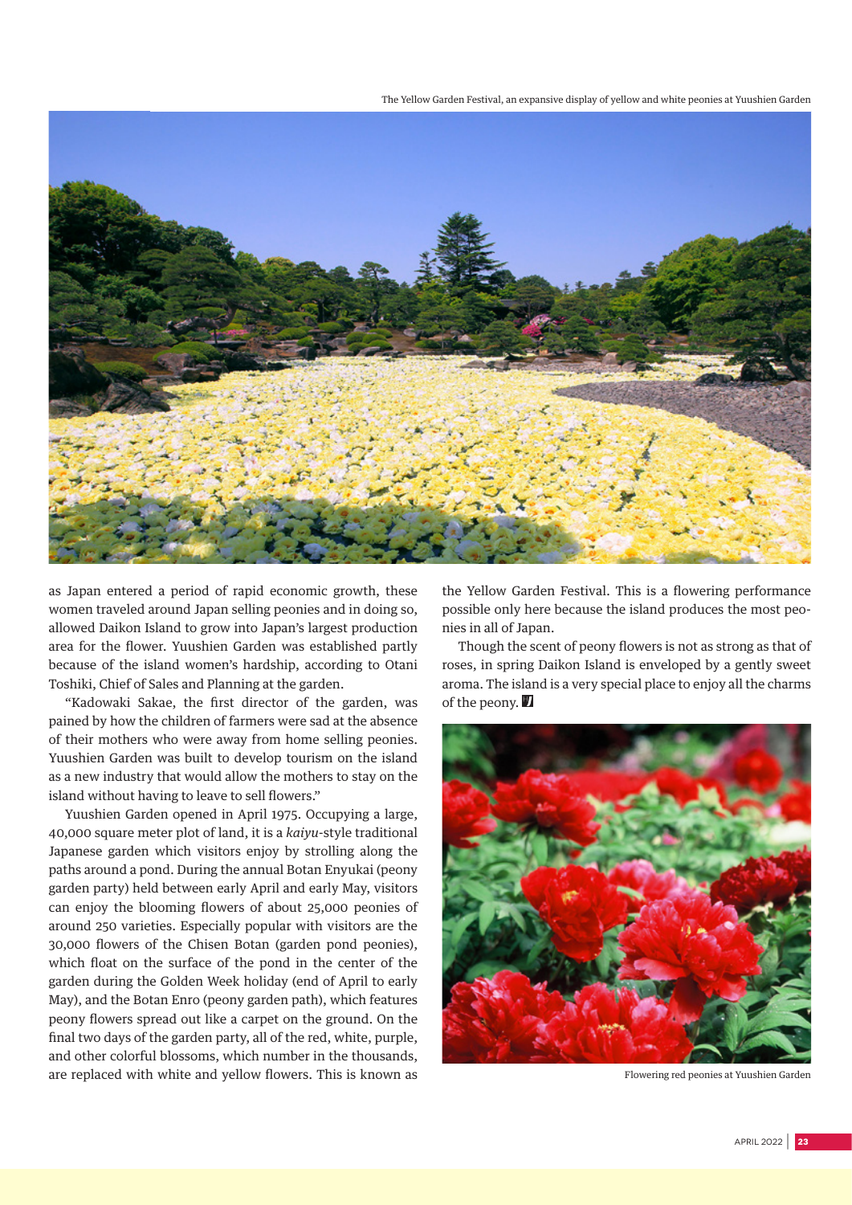The Yellow Garden Festival, an expansive display of yellow and white peonies at Yuushien Garden

as Japan entered a period of rapid economic growth, these women traveled around Japan selling peonies and in doing so, allowed Daikon Island to grow into Japan's largest production area for the flower. Yuushien Garden was established partly because of the island women's hardship, according to Otani Toshiki, Chief of Sales and Planning at the garden.

"Kadowaki Sakae, the first director of the garden, was pained by how the children of farmers were sad at the absence of their mothers who were away from home selling peonies. Yuushien Garden was built to develop tourism on the island as a new industry that would allow the mothers to stay on the island without having to leave to sell flowers."

Yuushien Garden opened in April 1975. Occupying a large, 40,000 square meter plot of land, it is a *kaiyu*-style traditional Japanese garden which visitors enjoy by strolling along the paths around a pond. During the annual Botan Enyukai (peony garden party) held between early April and early May, visitors can enjoy the blooming flowers of about 25,000 peonies of around 250 varieties. Especially popular with visitors are the 30,000 flowers of the Chisen Botan (garden pond peonies), which float on the surface of the pond in the center of the garden during the Golden Week holiday (end of April to early May), and the Botan Enro (peony garden path), which features peony flowers spread out like a carpet on the ground. On the final two days of the garden party, all of the red, white, purple, and other colorful blossoms, which number in the thousands, are replaced with white and yellow flowers. This is known as the Yellow Garden Festival. This is a flowering performance possible only here because the island produces the most peonies in all of Japan.

Though the scent of peony flowers is not as strong as that of roses, in spring Daikon Island is enveloped by a gently sweet aroma. The island is a very special place to enjoy all the charms of the peony.

Flowering red peonies at Yuushien Garden